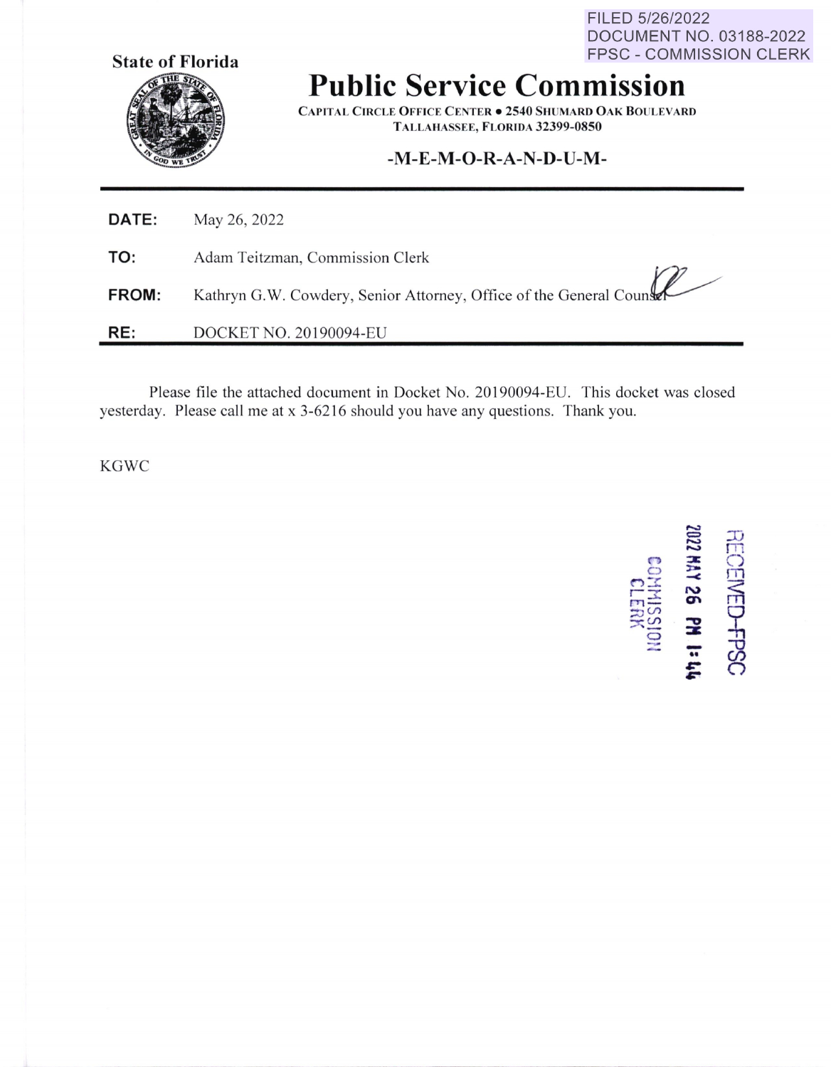FILED 5/26/2022
DOCUMENT NO. 03188-2022
FPSC - COMMISSION CLERK

**State of Florida**

# Public Service Commission

CAPITAL CIRCLE OFFICE CENTER • 2540 SHUMARD OAK BOULEVARD
TALLAHASSEE, FLORIDA 32399-0850

**-M-E-M-O-R-A-N-D-U-M-**

**DATE:** May 26, 2022

**TO:** Adam Teitzman, Commission Clerk

**FROM:** Kathryn G.W. Cowdery, Senior Attorney, Office of the General Counsel

**RE:** DOCKET NO. 20190094-EU

Please file the attached document in Docket No. 20190094-EU. This docket was closed yesterday. Please call me at x 3-6216 should you have any questions. Thank you.

KGWC

RECEIVED-FPSC
2022 MAY 26 PM 1:44
COMMISSION CLERK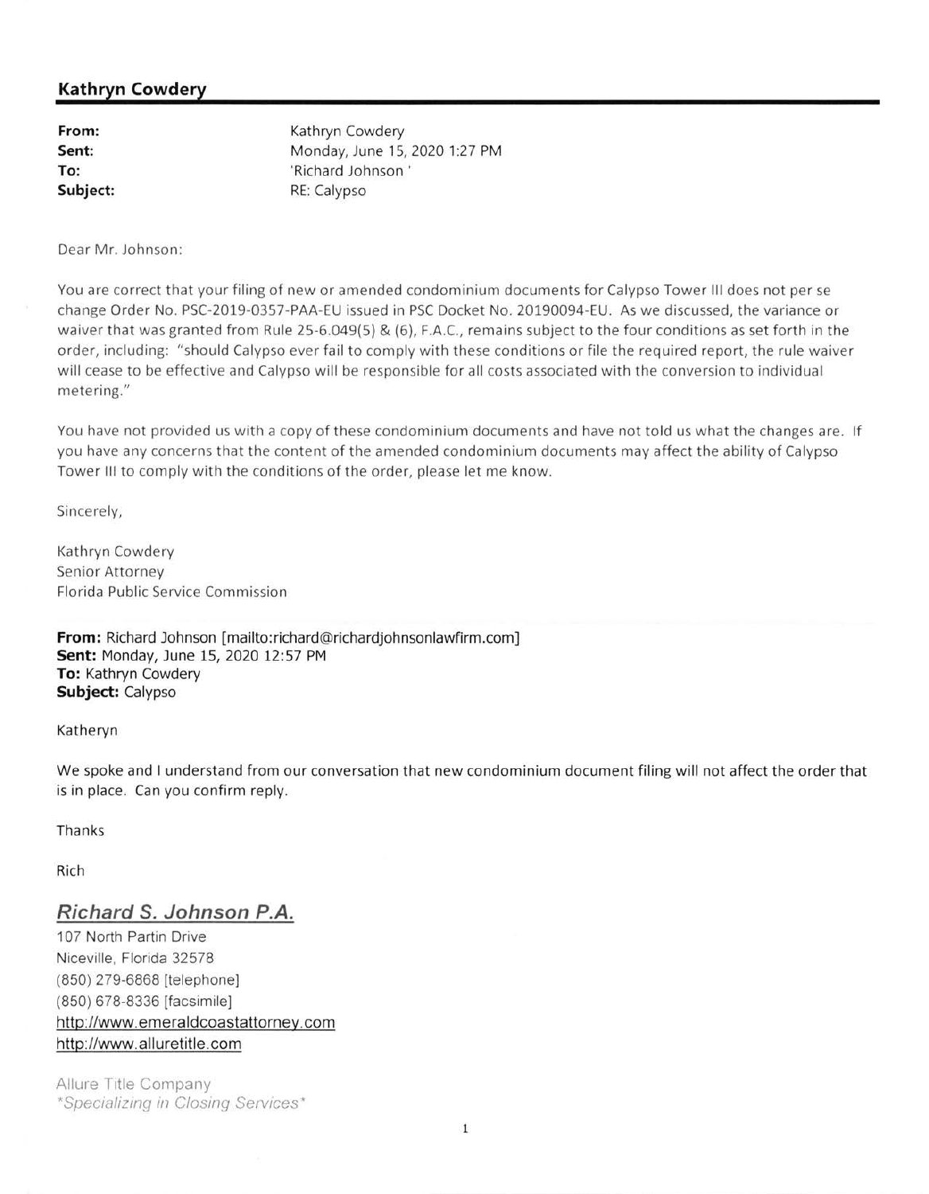## Kathryn Cowdery

**From:** Kathryn Cowdery
**Sent:** Monday, June 15, 2020 1:27 PM
**To:** 'Richard Johnson '
**Subject:** RE: Calypso

Dear Mr. Johnson:

You are correct that your filing of new or amended condominium documents for Calypso Tower III does not per se change Order No. PSC-2019-0357-PAA-EU issued in PSC Docket No. 20190094-EU. As we discussed, the variance or waiver that was granted from Rule 25-6.049(5) & (6), F.A.C., remains subject to the four conditions as set forth in the order, including: "should Calypso ever fail to comply with these conditions or file the required report, the rule waiver will cease to be effective and Calypso will be responsible for all costs associated with the conversion to individual metering."

You have not provided us with a copy of these condominium documents and have not told us what the changes are. If you have any concerns that the content of the amended condominium documents may affect the ability of Calypso Tower III to comply with the conditions of the order, please let me know.

Sincerely,

Kathryn Cowdery
Senior Attorney
Florida Public Service Commission

**From:** Richard Johnson [mailto:richard@richardjohnsonlawfirm.com]
**Sent:** Monday, June 15, 2020 12:57 PM
**To:** Kathryn Cowdery
**Subject:** Calypso

Katheryn

We spoke and I understand from our conversation that new condominium document filing will not affect the order that is in place. Can you confirm reply.

Thanks

Rich

**_Richard S. Johnson P.A._**
107 North Partin Drive
Niceville, Florida 32578
(850) 279-6868 [telephone]
(850) 678-8336 [facsimile]
http://www.emeraldcoastattorney.com
http://www.alluretitle.com

Allure Title Company
*"Specializing in Closing Services"*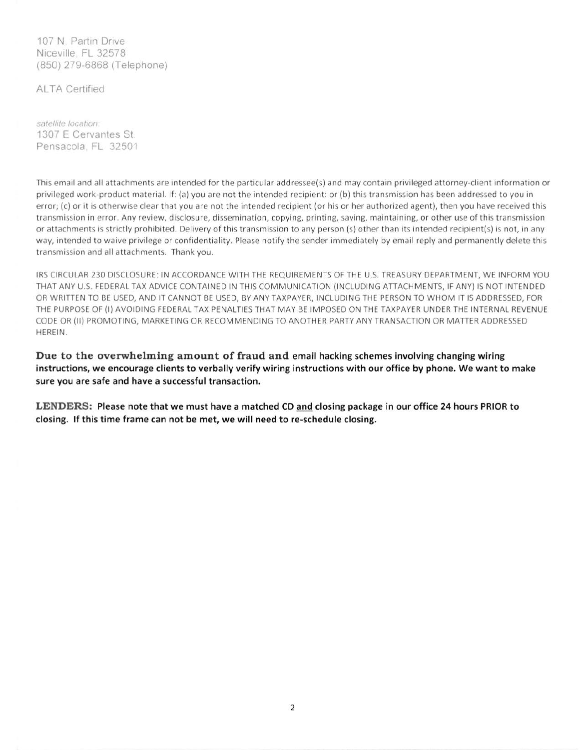107 N. Partin Drive
Niceville, FL 32578
(850) 279-6868 (Telephone)

ALTA Certified

*satellite location:*
1307 E Cervantes St.
Pensacola, FL 32501

This email and all attachments are intended for the particular addressee(s) and may contain privileged attorney-client information or privileged work-product material. If: (a) you are not the intended recipient: or (b) this transmission has been addressed to you in error; (c) or it is otherwise clear that you are not the intended recipient (or his or her authorized agent), then you have received this transmission in error. Any review, disclosure, dissemination, copying, printing, saving, maintaining, or other use of this transmission or attachments is strictly prohibited. Delivery of this transmission to any person (s) other than its intended recipient(s) is not, in any way, intended to waive privilege or confidentiality. Please notify the sender immediately by email reply and permanently delete this transmission and all attachments. Thank you.

IRS CIRCULAR 230 DISCLOSURE: IN ACCORDANCE WITH THE REQUIREMENTS OF THE U.S. TREASURY DEPARTMENT, WE INFORM YOU THAT ANY U.S. FEDERAL TAX ADVICE CONTAINED IN THIS COMMUNICATION (INCLUDING ATTACHMENTS, IF ANY) IS NOT INTENDED OR WRITTEN TO BE USED, AND IT CANNOT BE USED, BY ANY TAXPAYER, INCLUDING THE PERSON TO WHOM IT IS ADDRESSED, FOR THE PURPOSE OF (I) AVOIDING FEDERAL TAX PENALTIES THAT MAY BE IMPOSED ON THE TAXPAYER UNDER THE INTERNAL REVENUE CODE OR (II) PROMOTING, MARKETING OR RECOMMENDING TO ANOTHER PARTY ANY TRANSACTION OR MATTER ADDRESSED HEREIN.

**Due to the overwhelming amount of fraud and email hacking schemes involving changing wiring instructions, we encourage clients to verbally verify wiring instructions with our office by phone. We want to make sure you are safe and have a successful transaction.**

**LENDERS: Please note that we must have a matched CD and closing package in our office 24 hours PRIOR to closing. If this time frame can not be met, we will need to re-schedule closing.**